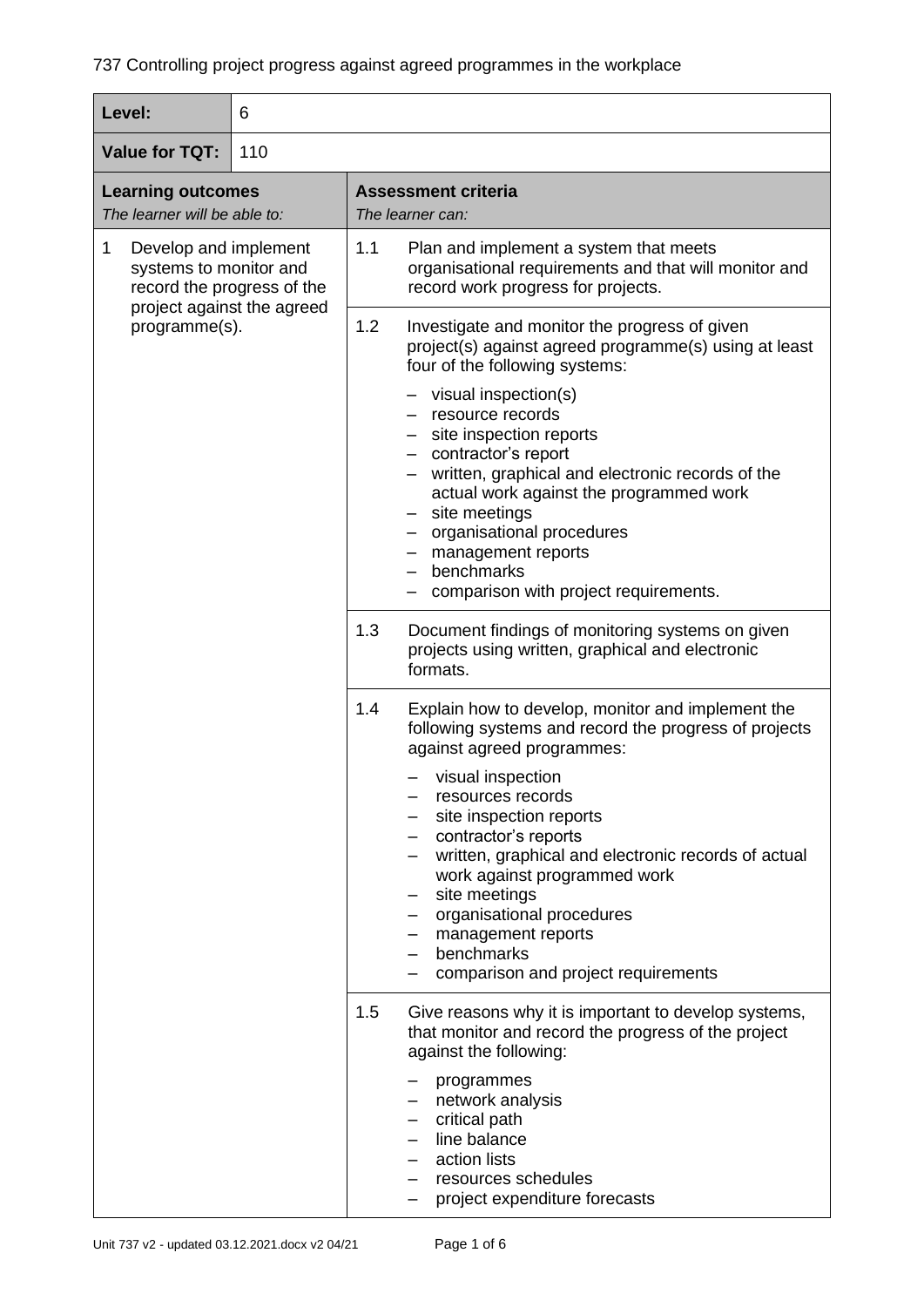737 Controlling project progress against agreed programmes in the workplace

| **Level:** | 6 |
|---|---|
| **Value for TQT:** | 110 |

| **Learning outcomes**<br>*The learner will be able to:* | **Assessment criteria**<br>*The learner can:* |
|---|---|
| 1 Develop and implement systems to monitor and record the progress of the project against the agreed programme(s). | 1.1 Plan and implement a system that meets organisational requirements and that will monitor and record work progress for projects. |
| | 1.2 Investigate and monitor the progress of given project(s) against agreed programme(s) using at least four of the following systems:<br>– visual inspection(s)<br>– resource records<br>– site inspection reports<br>– contractor's report<br>– written, graphical and electronic records of the actual work against the programmed work<br>– site meetings<br>– organisational procedures<br>– management reports<br>– benchmarks<br>– comparison with project requirements. |
| | 1.3 Document findings of monitoring systems on given projects using written, graphical and electronic formats. |
| | 1.4 Explain how to develop, monitor and implement the following systems and record the progress of projects against agreed programmes:<br>– visual inspection<br>– resources records<br>– site inspection reports<br>– contractor's reports<br>– written, graphical and electronic records of actual work against programmed work<br>– site meetings<br>– organisational procedures<br>– management reports<br>– benchmarks<br>– comparison and project requirements |
| | 1.5 Give reasons why it is important to develop systems, that monitor and record the progress of the project against the following:<br>– programmes<br>– network analysis<br>– critical path<br>– line balance<br>– action lists<br>– resources schedules<br>– project expenditure forecasts |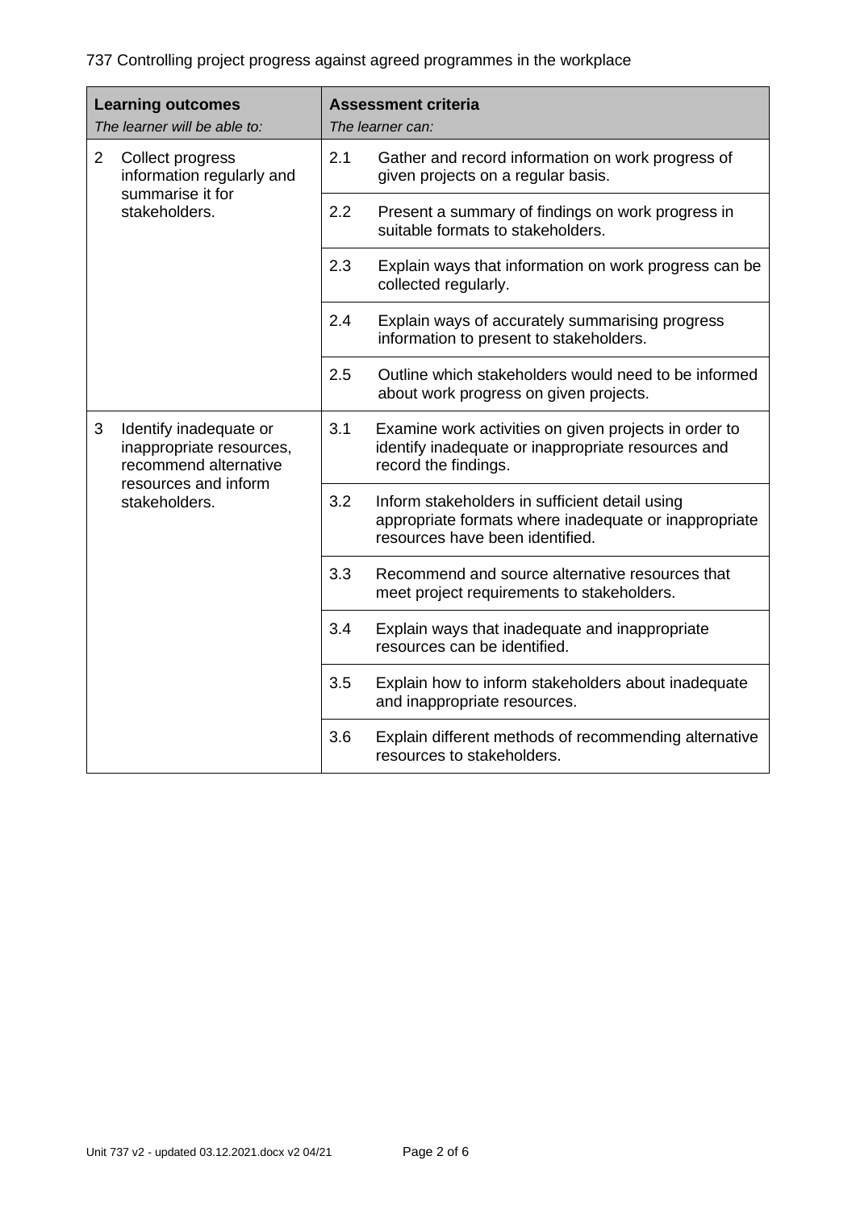737 Controlling project progress against agreed programmes in the workplace

| **Learning outcomes**<br>*The learner will be able to:* | **Assessment criteria**<br>*The learner can:* | |
|---|---|---|
| 2 Collect progress information regularly and summarise it for stakeholders. | 2.1 | Gather and record information on work progress of given projects on a regular basis. |
| | 2.2 | Present a summary of findings on work progress in suitable formats to stakeholders. |
| | 2.3 | Explain ways that information on work progress can be collected regularly. |
| | 2.4 | Explain ways of accurately summarising progress information to present to stakeholders. |
| | 2.5 | Outline which stakeholders would need to be informed about work progress on given projects. |
| 3 Identify inadequate or inappropriate resources, recommend alternative resources and inform stakeholders. | 3.1 | Examine work activities on given projects in order to identify inadequate or inappropriate resources and record the findings. |
| | 3.2 | Inform stakeholders in sufficient detail using appropriate formats where inadequate or inappropriate resources have been identified. |
| | 3.3 | Recommend and source alternative resources that meet project requirements to stakeholders. |
| | 3.4 | Explain ways that inadequate and inappropriate resources can be identified. |
| | 3.5 | Explain how to inform stakeholders about inadequate and inappropriate resources. |
| | 3.6 | Explain different methods of recommending alternative resources to stakeholders. |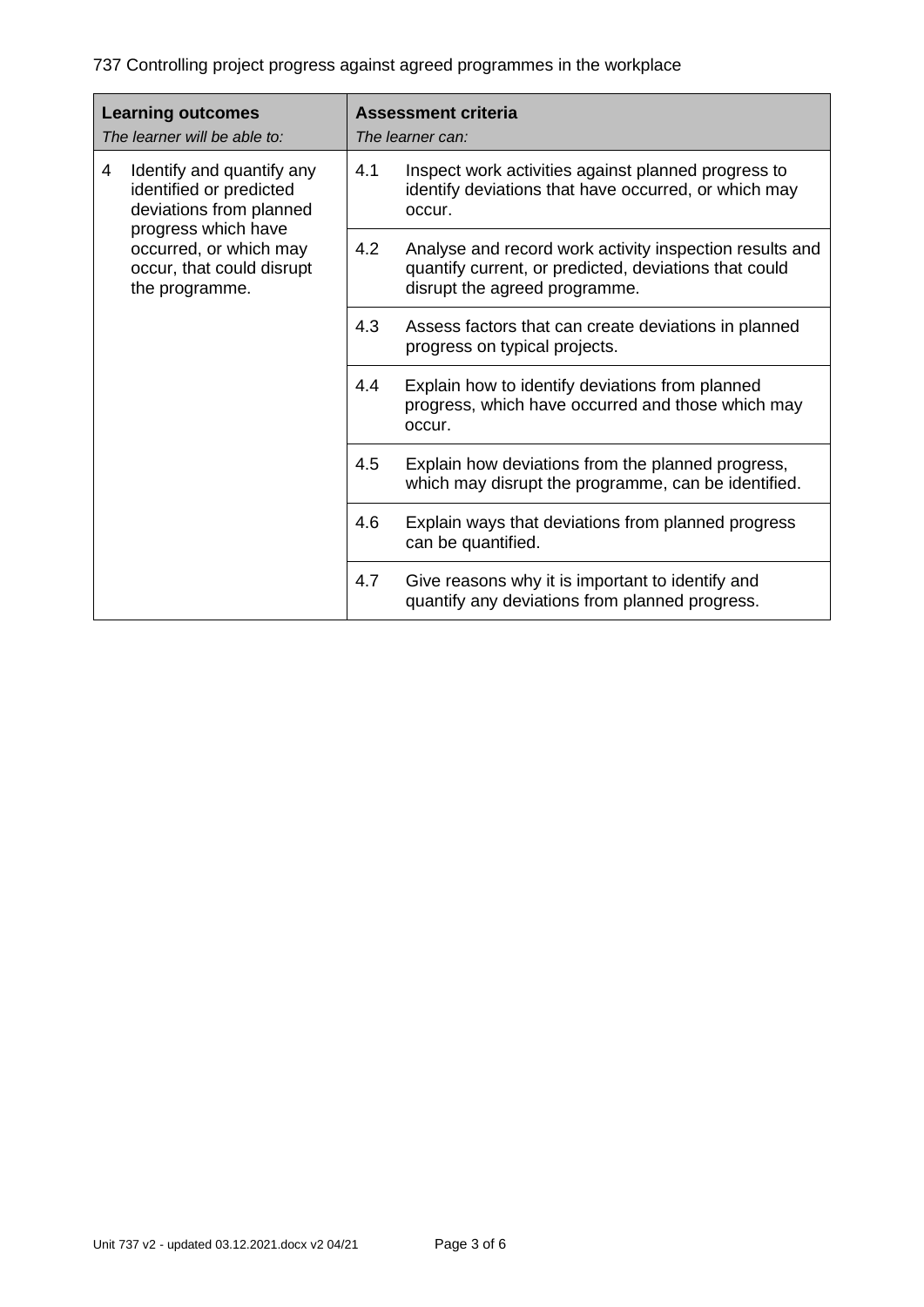737 Controlling project progress against agreed programmes in the workplace

| **Learning outcomes**<br>*The learner will be able to:* | **Assessment criteria**<br>*The learner can:* | |
|---|---|---|
| 4 Identify and quantify any identified or predicted deviations from planned progress which have occurred, or which may occur, that could disrupt the programme. | 4.1 | Inspect work activities against planned progress to identify deviations that have occurred, or which may occur. |
| | 4.2 | Analyse and record work activity inspection results and quantify current, or predicted, deviations that could disrupt the agreed programme. |
| | 4.3 | Assess factors that can create deviations in planned progress on typical projects. |
| | 4.4 | Explain how to identify deviations from planned progress, which have occurred and those which may occur. |
| | 4.5 | Explain how deviations from the planned progress, which may disrupt the programme, can be identified. |
| | 4.6 | Explain ways that deviations from planned progress can be quantified. |
| | 4.7 | Give reasons why it is important to identify and quantify any deviations from planned progress. |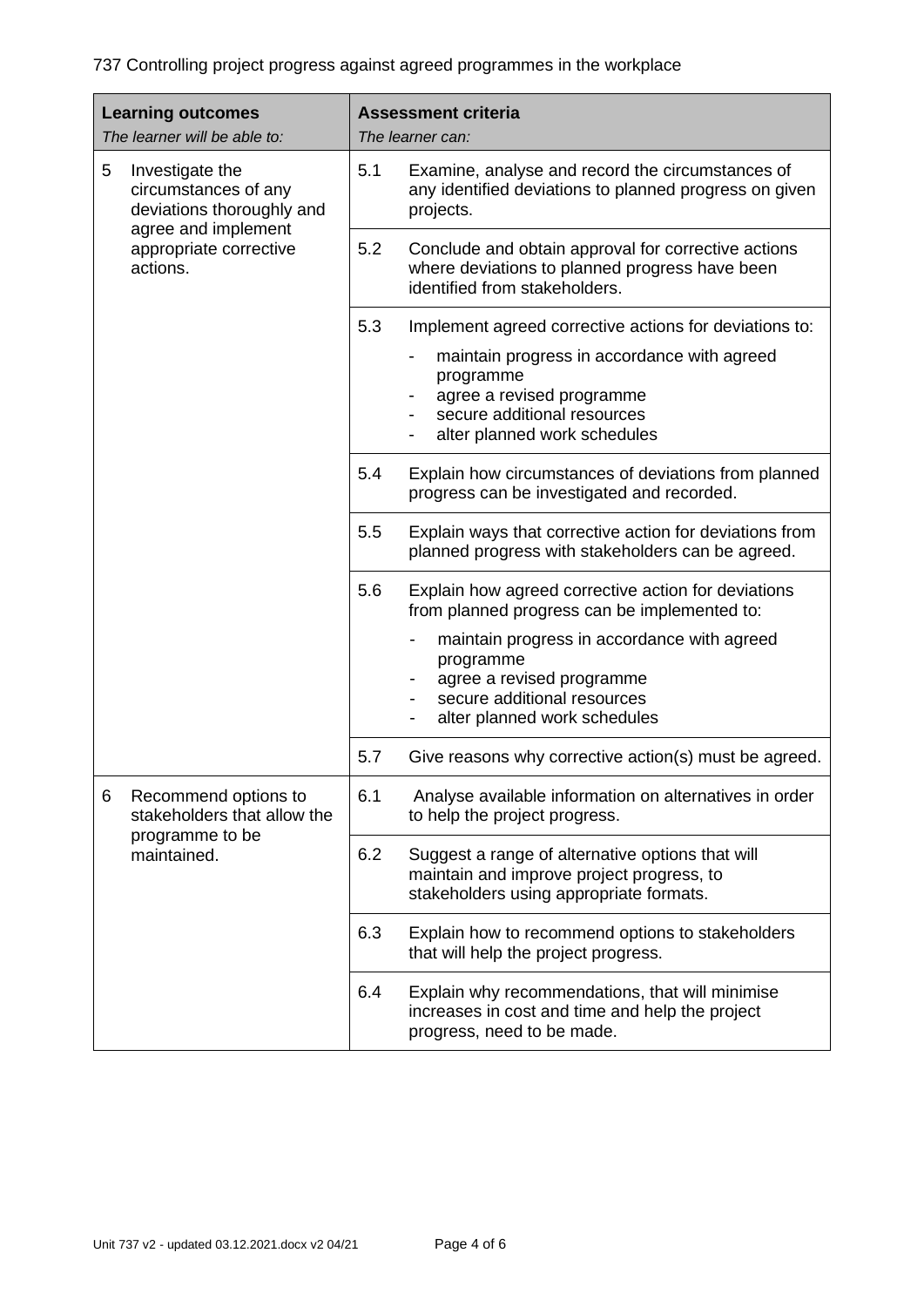737 Controlling project progress against agreed programmes in the workplace

| **Learning outcomes**<br>*The learner will be able to:* | **Assessment criteria**<br>*The learner can:* |
|---|---|
| 5 Investigate the circumstances of any deviations thoroughly and agree and implement appropriate corrective actions. | 5.1 Examine, analyse and record the circumstances of any identified deviations to planned progress on given projects. |
| | 5.2 Conclude and obtain approval for corrective actions where deviations to planned progress have been identified from stakeholders. |
| | 5.3 Implement agreed corrective actions for deviations to:<br>- maintain progress in accordance with agreed programme<br>- agree a revised programme<br>- secure additional resources<br>- alter planned work schedules |
| | 5.4 Explain how circumstances of deviations from planned progress can be investigated and recorded. |
| | 5.5 Explain ways that corrective action for deviations from planned progress with stakeholders can be agreed. |
| | 5.6 Explain how agreed corrective action for deviations from planned progress can be implemented to:<br>- maintain progress in accordance with agreed programme<br>- agree a revised programme<br>- secure additional resources<br>- alter planned work schedules |
| | 5.7 Give reasons why corrective action(s) must be agreed. |
| 6 Recommend options to stakeholders that allow the programme to be maintained. | 6.1 Analyse available information on alternatives in order to help the project progress. |
| | 6.2 Suggest a range of alternative options that will maintain and improve project progress, to stakeholders using appropriate formats. |
| | 6.3 Explain how to recommend options to stakeholders that will help the project progress. |
| | 6.4 Explain why recommendations, that will minimise increases in cost and time and help the project progress, need to be made. |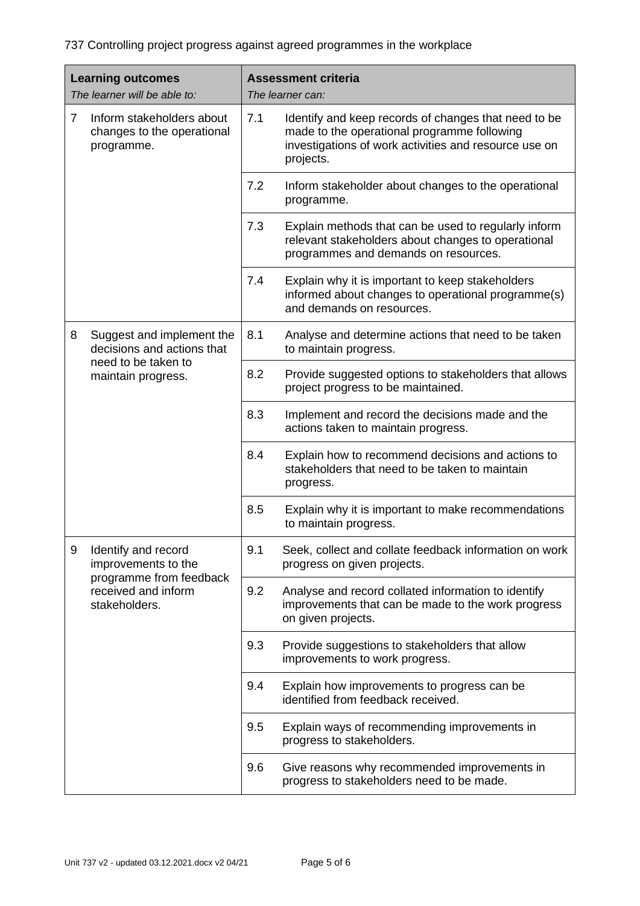737 Controlling project progress against agreed programmes in the workplace

| **Learning outcomes**<br>*The learner will be able to:* | **Assessment criteria**<br>*The learner can:* |
|---|---|
| 7 Inform stakeholders about changes to the operational programme. | 7.1 Identify and keep records of changes that need to be made to the operational programme following investigations of work activities and resource use on projects. |
| | 7.2 Inform stakeholder about changes to the operational programme. |
| | 7.3 Explain methods that can be used to regularly inform relevant stakeholders about changes to operational programmes and demands on resources. |
| | 7.4 Explain why it is important to keep stakeholders informed about changes to operational programme(s) and demands on resources. |
| 8 Suggest and implement the decisions and actions that need to be taken to maintain progress. | 8.1 Analyse and determine actions that need to be taken to maintain progress. |
| | 8.2 Provide suggested options to stakeholders that allows project progress to be maintained. |
| | 8.3 Implement and record the decisions made and the actions taken to maintain progress. |
| | 8.4 Explain how to recommend decisions and actions to stakeholders that need to be taken to maintain progress. |
| | 8.5 Explain why it is important to make recommendations to maintain progress. |
| 9 Identify and record improvements to the programme from feedback received and inform stakeholders. | 9.1 Seek, collect and collate feedback information on work progress on given projects. |
| | 9.2 Analyse and record collated information to identify improvements that can be made to the work progress on given projects. |
| | 9.3 Provide suggestions to stakeholders that allow improvements to work progress. |
| | 9.4 Explain how improvements to progress can be identified from feedback received. |
| | 9.5 Explain ways of recommending improvements in progress to stakeholders. |
| | 9.6 Give reasons why recommended improvements in progress to stakeholders need to be made. |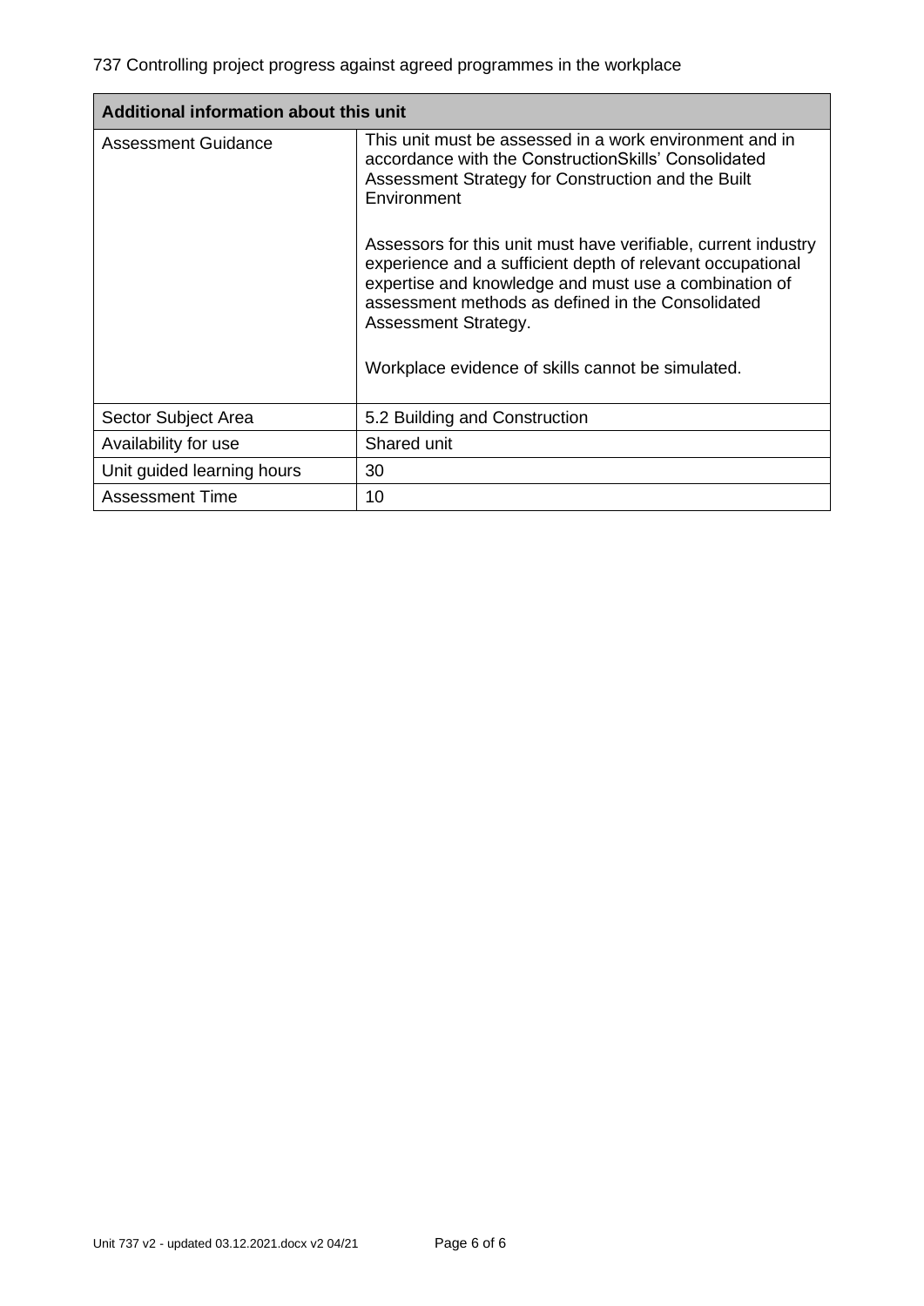| Additional information about this unit | |
|---|---|
| Assessment Guidance | This unit must be assessed in a work environment and in accordance with the ConstructionSkills' Consolidated Assessment Strategy for Construction and the Built Environment<br><br>Assessors for this unit must have verifiable, current industry experience and a sufficient depth of relevant occupational expertise and knowledge and must use a combination of assessment methods as defined in the Consolidated Assessment Strategy.<br><br>Workplace evidence of skills cannot be simulated. |
| Sector Subject Area | 5.2 Building and Construction |
| Availability for use | Shared unit |
| Unit guided learning hours | 30 |
| Assessment Time | 10 |